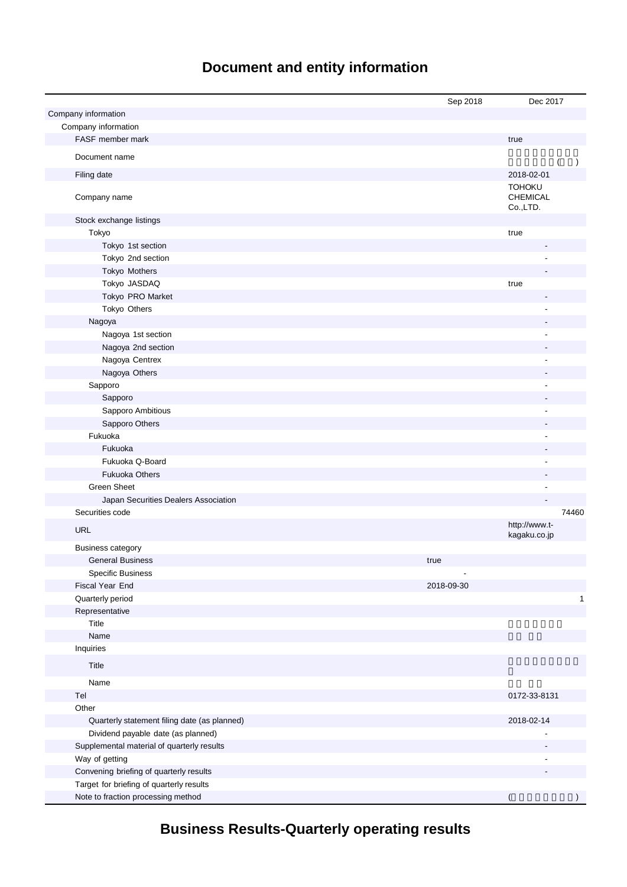# Document and entity information

| | Sep 2018 | Dec 2017 |
|---|---|---|
| Company information | | |
| Company information | | |
| FASF member mark | | true |
| Document name | | ( ) |
| Filing date | | 2018-02-01 |
| Company name | | TOHOKU CHEMICAL Co.,LTD. |
| Stock exchange listings | | |
| Tokyo | | true |
| Tokyo 1st section | | - |
| Tokyo 2nd section | | - |
| Tokyo Mothers | | - |
| Tokyo JASDAQ | | true |
| Tokyo PRO Market | | - |
| Tokyo Others | | - |
| Nagoya | | - |
| Nagoya 1st section | | - |
| Nagoya 2nd section | | - |
| Nagoya Centrex | | - |
| Nagoya Others | | - |
| Sapporo | | - |
| Sapporo | | - |
| Sapporo Ambitious | | - |
| Sapporo Others | | - |
| Fukuoka | | - |
| Fukuoka | | - |
| Fukuoka Q-Board | | - |
| Fukuoka Others | | - |
| Green Sheet | | - |
| Japan Securities Dealers Association | | - |
| Securities code | | 74460 |
| URL | | http://www.t-kagaku.co.jp |
| Business category | | |
| General Business | true | |
| Specific Business | - | |
| Fiscal Year End | 2018-09-30 | |
| Quarterly period | | 1 |
| Representative | | |
| Title | | |
| Name | | |
| Inquiries | | |
| Title | | |
| Name | | |
| Tel | | 0172-33-8131 |
| Other | | |
| Quarterly statement filing date (as planned) | | 2018-02-14 |
| Dividend payable date (as planned) | | - |
| Supplemental material of quarterly results | | - |
| Way of getting | | - |
| Convening briefing of quarterly results | | - |
| Target for briefing of quarterly results | | |
| Note to fraction processing method | | ( ) |

# Business Results-Quarterly operating results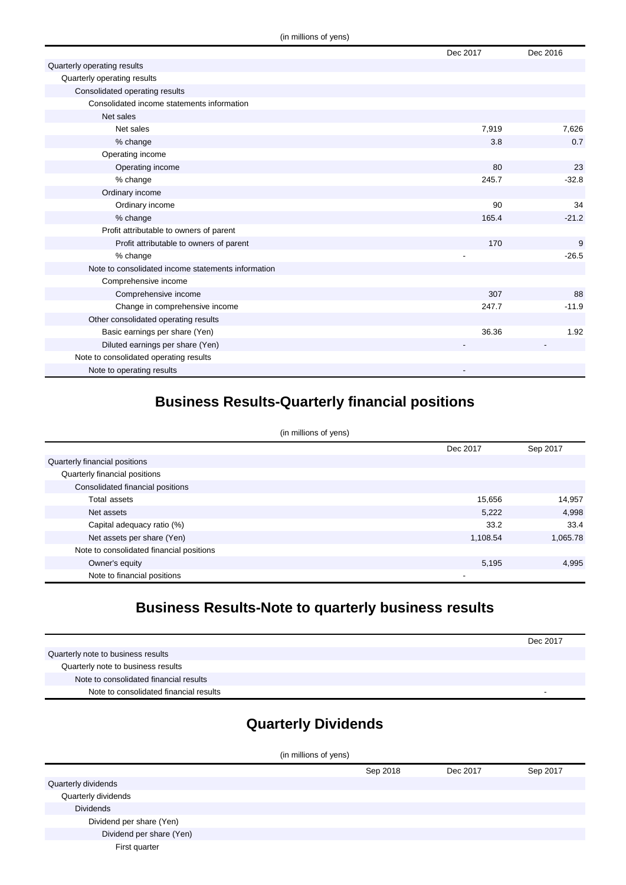(in millions of yens)

| | Dec 2017 | Dec 2016 |
|---|---|---|
| Quarterly operating results | | |
| Quarterly operating results | | |
| Consolidated operating results | | |
| Consolidated income statements information | | |
| Net sales | | |
| Net sales | 7,919 | 7,626 |
| % change | 3.8 | 0.7 |
| Operating income | | |
| Operating income | 80 | 23 |
| % change | 245.7 | -32.8 |
| Ordinary income | | |
| Ordinary income | 90 | 34 |
| % change | 165.4 | -21.2 |
| Profit attributable to owners of parent | | |
| Profit attributable to owners of parent | 170 | 9 |
| % change | - | -26.5 |
| Note to consolidated income statements information | | |
| Comprehensive income | | |
| Comprehensive income | 307 | 88 |
| Change in comprehensive income | 247.7 | -11.9 |
| Other consolidated operating results | | |
| Basic earnings per share (Yen) | 36.36 | 1.92 |
| Diluted earnings per share (Yen) | - | - |
| Note to consolidated operating results | | |
| Note to operating results | - | |

## Business Results-Quarterly financial positions

(in millions of yens)

| | Dec 2017 | Sep 2017 |
|---|---|---|
| Quarterly financial positions | | |
| Quarterly financial positions | | |
| Consolidated financial positions | | |
| Total assets | 15,656 | 14,957 |
| Net assets | 5,222 | 4,998 |
| Capital adequacy ratio (%) | 33.2 | 33.4 |
| Net assets per share (Yen) | 1,108.54 | 1,065.78 |
| Note to consolidated financial positions | | |
| Owner's equity | 5,195 | 4,995 |
| Note to financial positions | - | |

## Business Results-Note to quarterly business results

| | Dec 2017 |
|---|---|
| Quarterly note to business results | |
| Quarterly note to business results | |
| Note to consolidated financial results | |
| Note to consolidated financial results | - |

## Quarterly Dividends

(in millions of yens)

| | Sep 2018 | Dec 2017 | Sep 2017 |
|---|---|---|---|
| Quarterly dividends | | | |
| Quarterly dividends | | | |
| Dividends | | | |
| Dividend per share (Yen) | | | |
| Dividend per share (Yen) | | | |
| First quarter | | | |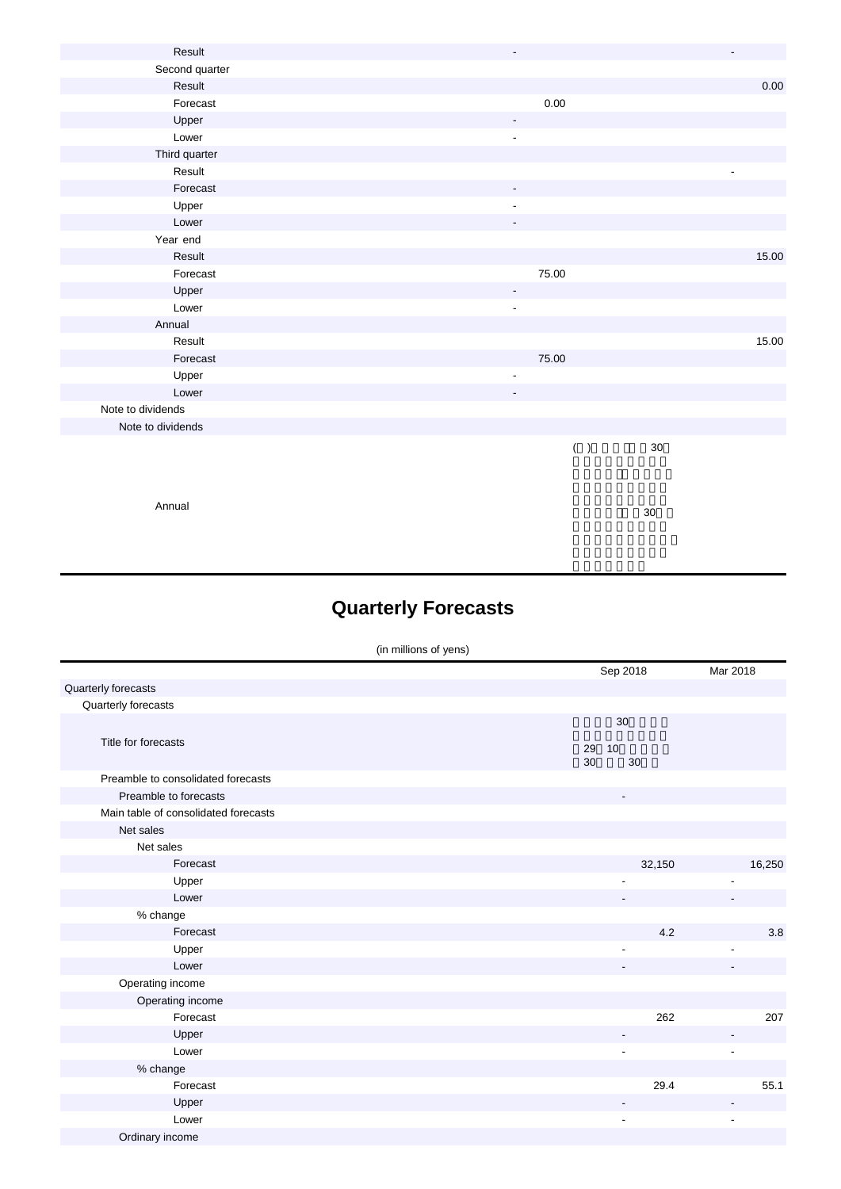| | | |
|---|---|---|
| Result | - | - |
| Second quarter | | |
| Result | | 0.00 |
| Forecast | 0.00 | |
| Upper | - | |
| Lower | - | |
| Third quarter | | |
| Result | | - |
| Forecast | - | |
| Upper | - | |
| Lower | - | |
| Year end | | |
| Result | | 15.00 |
| Forecast | 75.00 | |
| Upper | - | |
| Lower | - | |
| Annual | | |
| Result | | 15.00 |
| Forecast | 75.00 | |
| Upper | - | |
| Lower | - | |
| Note to dividends | | |
| Note to dividends | | |
| Annual | ( ) 30 30 | |

# Quarterly Forecasts

(in millions of yens)

| | Sep 2018 | Mar 2018 |
|---|---|---|
| Quarterly forecasts | | |
| Quarterly forecasts | | |
| Title for forecasts | 30 29 10 30 30 | |
| Preamble to consolidated forecasts | | |
| Preamble to forecasts | - | |
| Main table of consolidated forecasts | | |
| Net sales | | |
| Net sales | | |
| Forecast | 32,150 | 16,250 |
| Upper | - | - |
| Lower | - | - |
| % change | | |
| Forecast | 4.2 | 3.8 |
| Upper | - | - |
| Lower | - | - |
| Operating income | | |
| Operating income | | |
| Forecast | 262 | 207 |
| Upper | - | - |
| Lower | - | - |
| % change | | |
| Forecast | 29.4 | 55.1 |
| Upper | - | - |
| Lower | - | - |
| Ordinary income | | |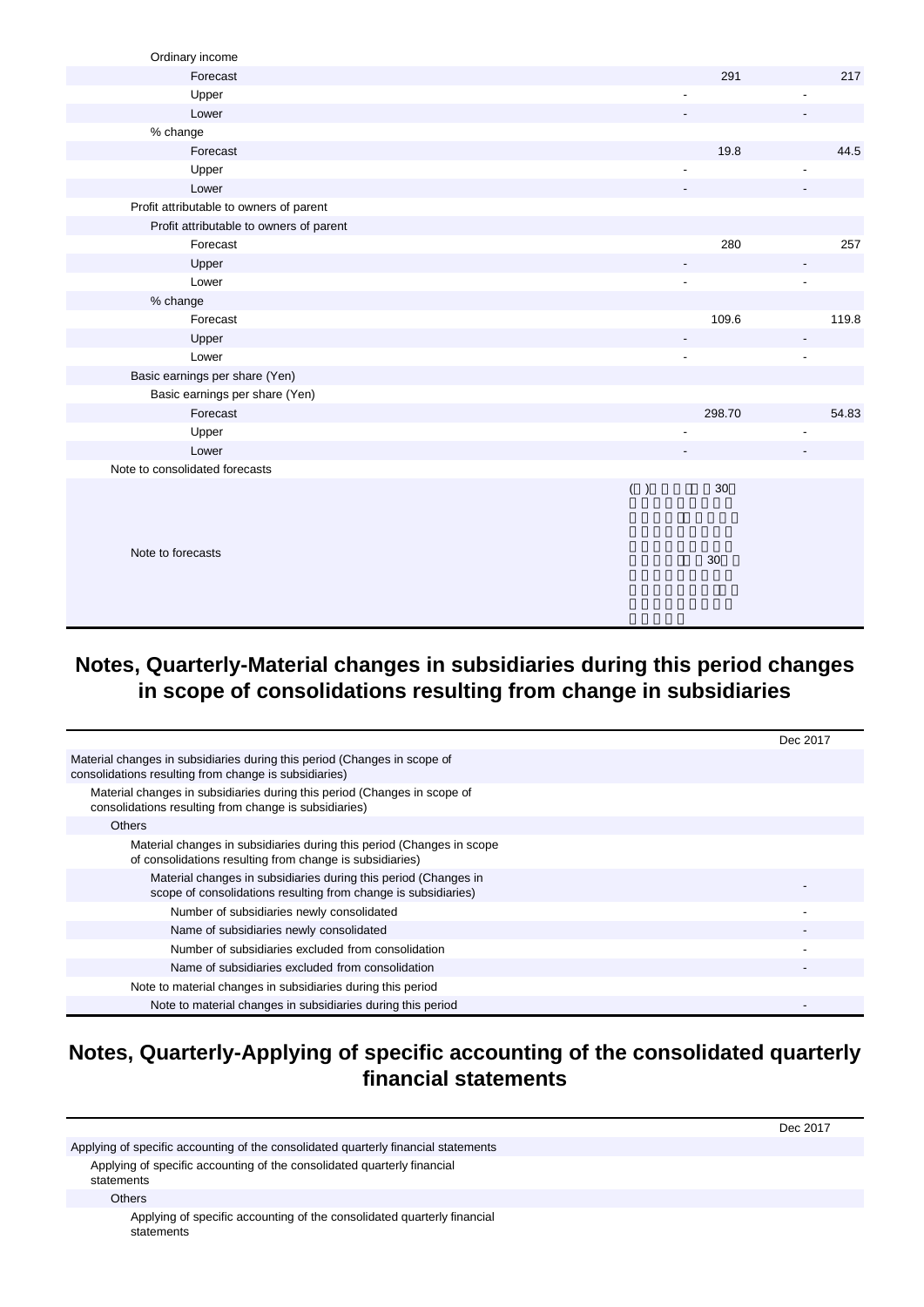| | | |
|---|---|---|
| Ordinary income | | |
| Forecast | 291 | 217 |
| Upper | - | - |
| Lower | - | - |
| % change | | |
| Forecast | 19.8 | 44.5 |
| Upper | - | - |
| Lower | - | - |
| Profit attributable to owners of parent | | |
| Profit attributable to owners of parent | | |
| Forecast | 280 | 257 |
| Upper | - | - |
| Lower | - | - |
| % change | | |
| Forecast | 109.6 | 119.8 |
| Upper | - | - |
| Lower | - | - |
| Basic earnings per share (Yen) | | |
| Basic earnings per share (Yen) | | |
| Forecast | 298.70 | 54.83 |
| Upper | - | - |
| Lower | - | - |
| Note to consolidated forecasts | | |
| Note to forecasts | ( ) 30 30 | |

## Notes, Quarterly-Material changes in subsidiaries during this period changes in scope of consolidations resulting from change in subsidiaries

| | Dec 2017 |
|---|---|
| Material changes in subsidiaries during this period (Changes in scope of consolidations resulting from change is subsidiaries) | |
| Material changes in subsidiaries during this period (Changes in scope of consolidations resulting from change is subsidiaries) | |
| Others | |
| Material changes in subsidiaries during this period (Changes in scope of consolidations resulting from change is subsidiaries) | |
| Material changes in subsidiaries during this period (Changes in scope of consolidations resulting from change is subsidiaries) | - |
| Number of subsidiaries newly consolidated | - |
| Name of subsidiaries newly consolidated | - |
| Number of subsidiaries excluded from consolidation | - |
| Name of subsidiaries excluded from consolidation | - |
| Note to material changes in subsidiaries during this period | |
| Note to material changes in subsidiaries during this period | - |

## Notes, Quarterly-Applying of specific accounting of the consolidated quarterly financial statements

| | Dec 2017 |
|---|---|
| Applying of specific accounting of the consolidated quarterly financial statements | |
| Applying of specific accounting of the consolidated quarterly financial statements | |
| Others | |
| Applying of specific accounting of the consolidated quarterly financial statements | |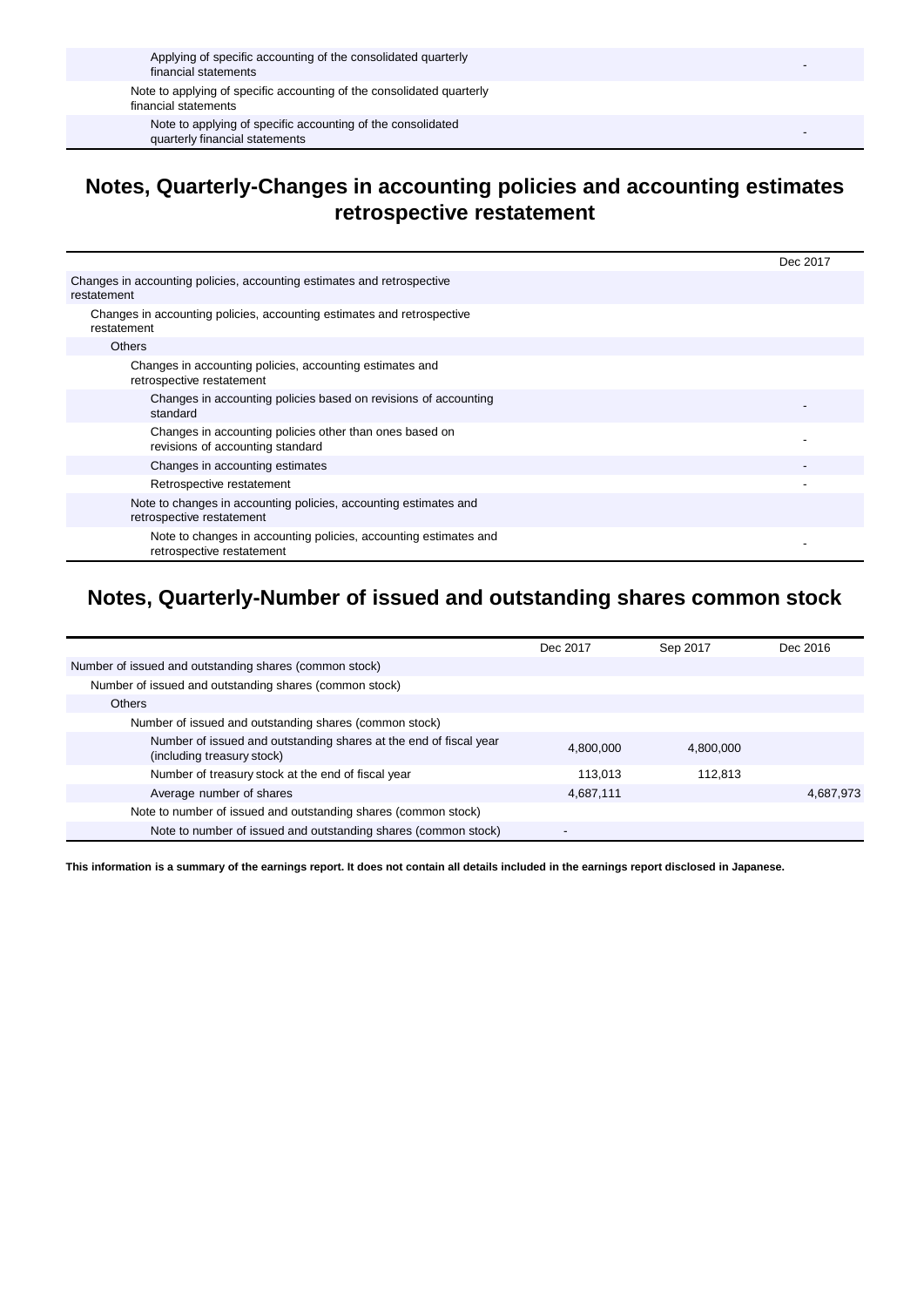| | |
|---|---|
| Applying of specific accounting of the consolidated quarterly financial statements | - |
| Note to applying of specific accounting of the consolidated quarterly financial statements | |
| Note to applying of specific accounting of the consolidated quarterly financial statements | - |

## Notes, Quarterly-Changes in accounting policies and accounting estimates retrospective restatement

| | Dec 2017 |
|---|---|
| Changes in accounting policies, accounting estimates and retrospective restatement | |
| Changes in accounting policies, accounting estimates and retrospective restatement | |
| Others | |
| Changes in accounting policies, accounting estimates and retrospective restatement | |
| Changes in accounting policies based on revisions of accounting standard | - |
| Changes in accounting policies other than ones based on revisions of accounting standard | - |
| Changes in accounting estimates | - |
| Retrospective restatement | - |
| Note to changes in accounting policies, accounting estimates and retrospective restatement | |
| Note to changes in accounting policies, accounting estimates and retrospective restatement | - |

## Notes, Quarterly-Number of issued and outstanding shares common stock

| | Dec 2017 | Sep 2017 | Dec 2016 |
|---|---|---|---|
| Number of issued and outstanding shares (common stock) | | | |
| Number of issued and outstanding shares (common stock) | | | |
| Others | | | |
| Number of issued and outstanding shares (common stock) | | | |
| Number of issued and outstanding shares at the end of fiscal year (including treasury stock) | 4,800,000 | 4,800,000 | |
| Number of treasury stock at the end of fiscal year | 113,013 | 112,813 | |
| Average number of shares | 4,687,111 | | 4,687,973 |
| Note to number of issued and outstanding shares (common stock) | | | |
| Note to number of issued and outstanding shares (common stock) | - | | |

**This information is a summary of the earnings report. It does not contain all details included in the earnings report disclosed in Japanese.**